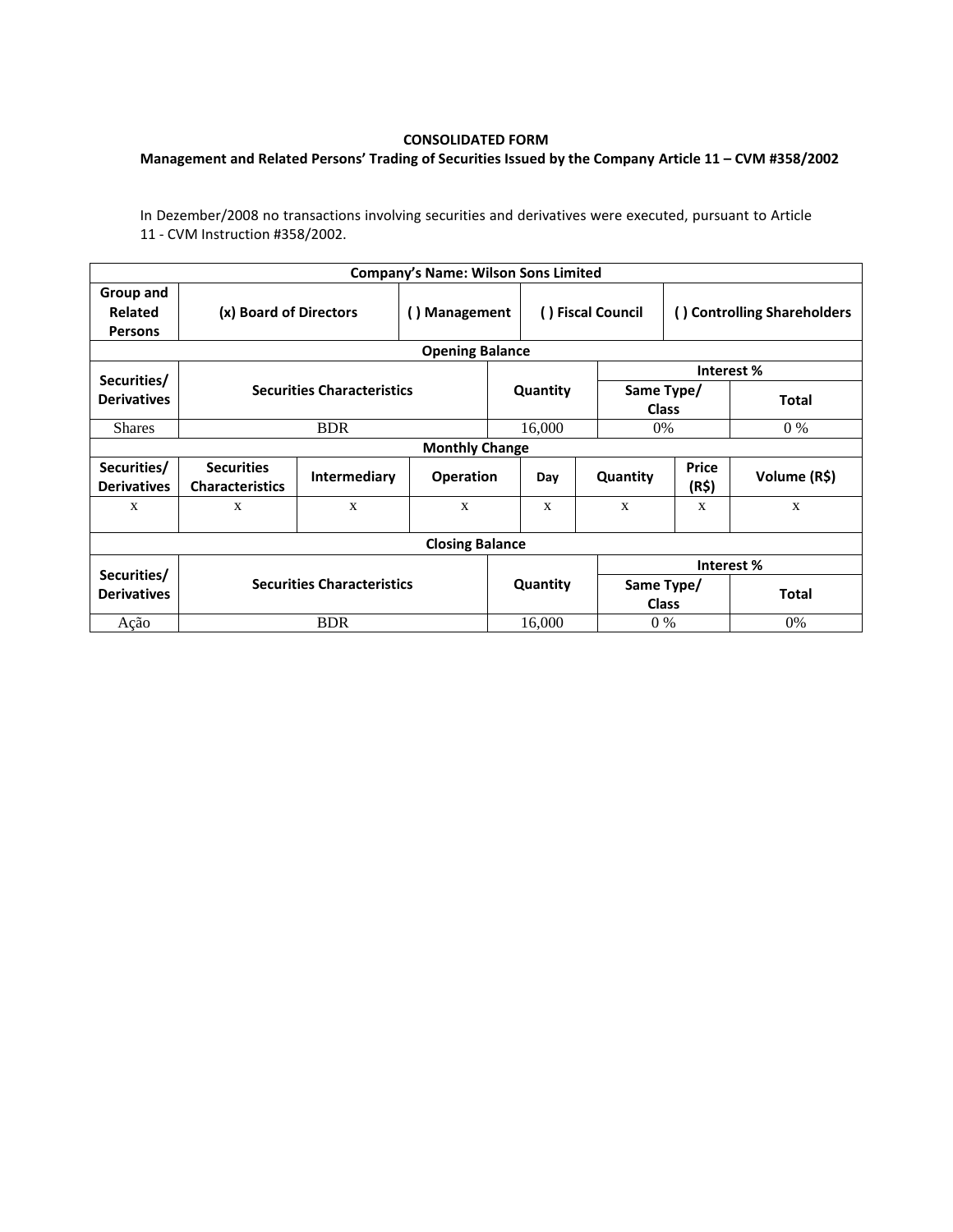**CONSOLIDATED FORM**

**Management and Related Persons' Trading of Securities Issued by the Company Article 11 – CVM #358/2002**

In Dezember/2008 no transactions involving securities and derivatives were executed, pursuant to Article 11 - CVM Instruction #358/2002.

| **Company's Name: Wilson Sons Limited** | | | | | | | |
|---|---|---|---|---|---|---|---|
| **Group and Related Persons** | **(x) Board of Directors** | | **( ) Management** | **( ) Fiscal Council** | | **( ) Controlling Shareholders** | |
| **Opening Balance** | | | | | | | |
| **Securities/ Derivatives** | **Securities Characteristics** | | | **Quantity** | | **Interest %** | |
| | | | | | | **Same Type/ Class** | **Total** |
| Shares | BDR | | | 16,000 | | 0% | 0 % |
| **Monthly Change** | | | | | | | |
| **Securities/ Derivatives** | **Securities Characteristics** | **Intermediary** | **Operation** | **Day** | **Quantity** | **Price (R$)** | **Volume (R$)** |
| x | x | x | x | x | x | x | x |
| **Closing Balance** | | | | | | | |
| **Securities/ Derivatives** | **Securities Characteristics** | | | **Quantity** | | **Interest %** | |
| | | | | | | **Same Type/ Class** | **Total** |
| Ação | BDR | | | 16,000 | | 0 % | 0% |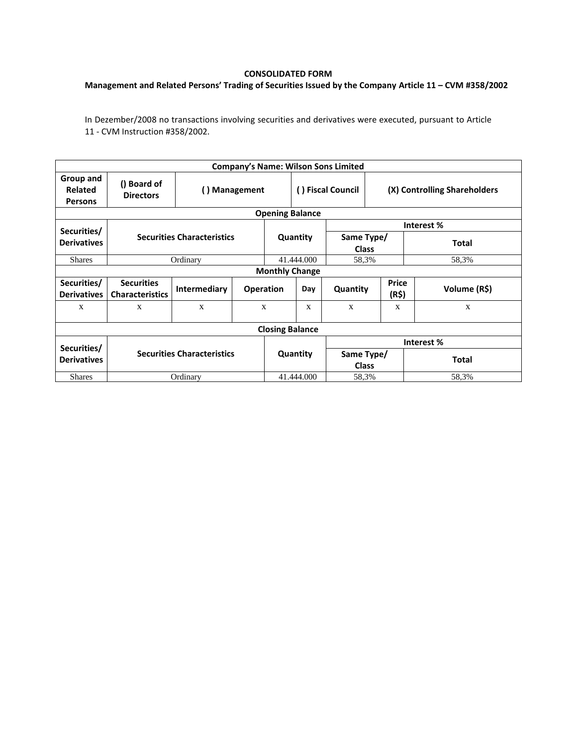**CONSOLIDATED FORM**

**Management and Related Persons' Trading of Securities Issued by the Company Article 11 – CVM #358/2002**

In Dezember/2008 no transactions involving securities and derivatives were executed, pursuant to Article 11 - CVM Instruction #358/2002.

| Company's Name: Wilson Sons Limited | | | | | | | |
|---|---|---|---|---|---|---|---|
| **Group and Related Persons** | **() Board of Directors** | **( ) Management** | | **( ) Fiscal Council** | | **(X) Controlling Shareholders** | |
| **Opening Balance** | | | | | | | |
| **Securities/ Derivatives** | **Securities Characteristics** | | **Quantity** | | **Interest %** | | |
| | | | | | **Same Type/ Class** | | **Total** |
| Shares | Ordinary | | 41.444.000 | | 58,3% | | 58,3% |
| **Monthly Change** | | | | | | | |
| **Securities/ Derivatives** | **Securities Characteristics** | **Intermediary** | **Operation** | **Day** | **Quantity** | **Price (R$)** | **Volume (R$)** |
| X | X | X | X | X | X | X | X |
| **Closing Balance** | | | | | | | |
| **Securities/ Derivatives** | **Securities Characteristics** | | **Quantity** | | **Interest %** | | |
| | | | | | **Same Type/ Class** | | **Total** |
| Shares | Ordinary | | 41.444.000 | | 58,3% | | 58,3% |